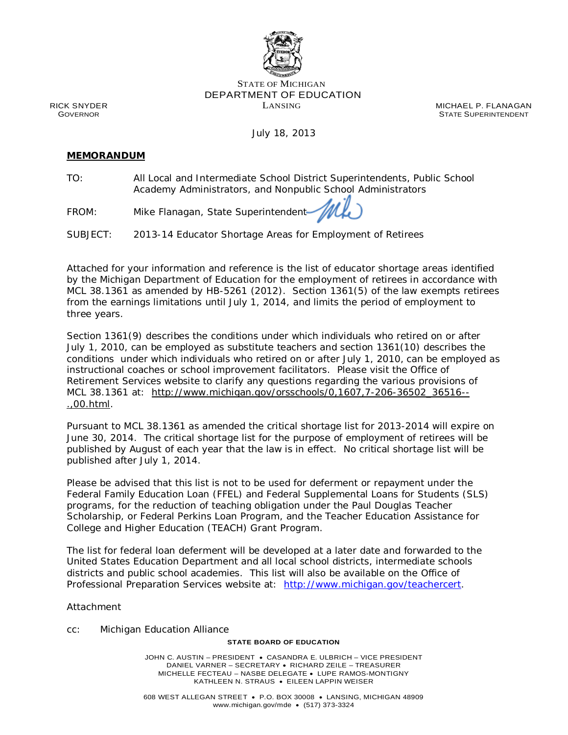STATE OF MICHIGAN
DEPARTMENT OF EDUCATION
LANSING

RICK SNYDER
GOVERNOR

MICHAEL P. FLANAGAN
STATE SUPERINTENDENT

July 18, 2013

**MEMORANDUM**

TO: All Local and Intermediate School District Superintendents, Public School Academy Administrators, and Nonpublic School Administrators

FROM: Mike Flanagan, State Superintendent

SUBJECT: 2013-14 Educator Shortage Areas for Employment of Retirees

Attached for your information and reference is the list of educator shortage areas identified by the Michigan Department of Education for the employment of retirees in accordance with MCL 38.1361 as amended by HB-5261 (2012). Section 1361(5) of the law exempts retirees from the earnings limitations until July 1, 2014, and limits the period of employment to three years.

Section 1361(9) describes the conditions under which individuals who retired on or after July 1, 2010, can be employed as substitute teachers and section 1361(10) describes the conditions under which individuals who retired on or after July 1, 2010, can be employed as instructional coaches or school improvement facilitators. Please visit the Office of Retirement Services website to clarify any questions regarding the various provisions of MCL 38.1361 at: http://www.michigan.gov/orsschools/0,1607,7-206-36502_36516--.,00.html.

Pursuant to MCL 38.1361 as amended the critical shortage list for 2013-2014 will expire on June 30, 2014. The critical shortage list for the purpose of employment of retirees will be published by August of each year that the law is in effect. No critical shortage list will be published after July 1, 2014.

Please be advised that this list is not to be used for deferment or repayment under the Federal Family Education Loan (FFEL) and Federal Supplemental Loans for Students (SLS) programs, for the reduction of teaching obligation under the Paul Douglas Teacher Scholarship, or Federal Perkins Loan Program, and the Teacher Education Assistance for College and Higher Education (TEACH) Grant Program.

The list for federal loan deferment will be developed at a later date and forwarded to the United States Education Department and all local school districts, intermediate schools districts and public school academies. This list will also be available on the Office of Professional Preparation Services website at: http://www.michigan.gov/teachercert.

Attachment

cc: Michigan Education Alliance

**STATE BOARD OF EDUCATION**

JOHN C. AUSTIN – PRESIDENT • CASANDRA E. ULBRICH – VICE PRESIDENT
DANIEL VARNER – SECRETARY • RICHARD ZEILE – TREASURER
MICHELLE FECTEAU – NASBE DELEGATE • LUPE RAMOS-MONTIGNY
KATHLEEN N. STRAUS • EILEEN LAPPIN WEISER

608 WEST ALLEGAN STREET • P.O. BOX 30008 • LANSING, MICHIGAN 48909
www.michigan.gov/mde • (517) 373-3324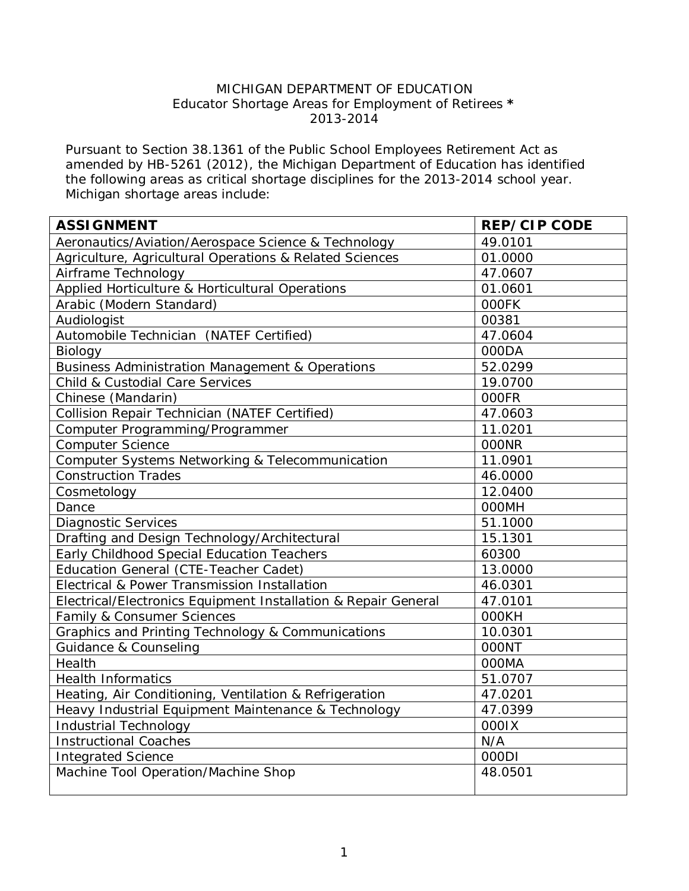MICHIGAN DEPARTMENT OF EDUCATION
Educator Shortage Areas for Employment of Retirees *
2013-2014

Pursuant to Section 38.1361 of the Public School Employees Retirement Act as amended by HB-5261 (2012), the Michigan Department of Education has identified the following areas as critical shortage disciplines for the 2013-2014 school year. Michigan shortage areas include:

| ASSIGNMENT | REP/CIP CODE |
|---|---|
| Aeronautics/Aviation/Aerospace Science & Technology | 49.0101 |
| Agriculture, Agricultural Operations & Related Sciences | 01.0000 |
| Airframe Technology | 47.0607 |
| Applied Horticulture & Horticultural Operations | 01.0601 |
| Arabic (Modern Standard) | 000FK |
| Audiologist | 00381 |
| Automobile Technician (NATEF Certified) | 47.0604 |
| Biology | 000DA |
| Business Administration Management & Operations | 52.0299 |
| Child & Custodial Care Services | 19.0700 |
| Chinese (Mandarin) | 000FR |
| Collision Repair Technician (NATEF Certified) | 47.0603 |
| Computer Programming/Programmer | 11.0201 |
| Computer Science | 000NR |
| Computer Systems Networking & Telecommunication | 11.0901 |
| Construction Trades | 46.0000 |
| Cosmetology | 12.0400 |
| Dance | 000MH |
| Diagnostic Services | 51.1000 |
| Drafting and Design Technology/Architectural | 15.1301 |
| Early Childhood Special Education Teachers | 60300 |
| Education General (CTE-Teacher Cadet) | 13.0000 |
| Electrical & Power Transmission Installation | 46.0301 |
| Electrical/Electronics Equipment Installation & Repair General | 47.0101 |
| Family & Consumer Sciences | 000KH |
| Graphics and Printing Technology & Communications | 10.0301 |
| Guidance & Counseling | 000NT |
| Health | 000MA |
| Health Informatics | 51.0707 |
| Heating, Air Conditioning, Ventilation & Refrigeration | 47.0201 |
| Heavy Industrial Equipment Maintenance & Technology | 47.0399 |
| Industrial Technology | 000IX |
| Instructional Coaches | N/A |
| Integrated Science | 000DI |
| Machine Tool Operation/Machine Shop | 48.0501 |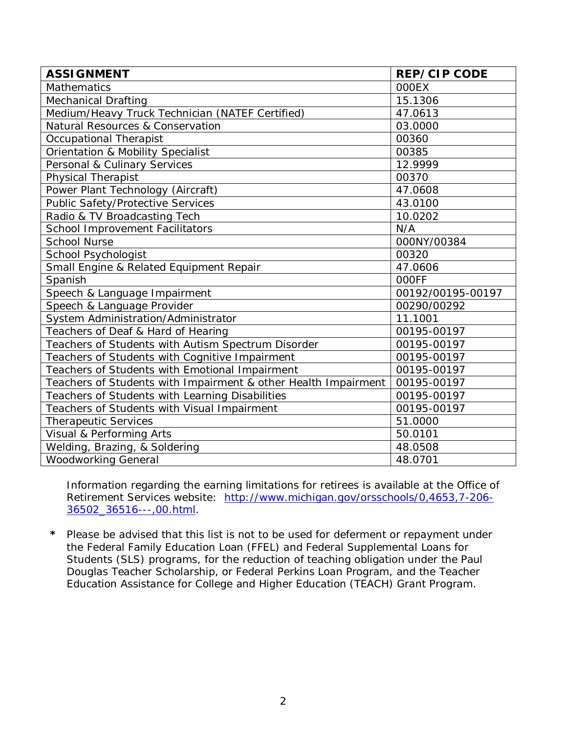| ASSIGNMENT | REP/CIP CODE |
|---|---|
| Mathematics | 000EX |
| Mechanical Drafting | 15.1306 |
| Medium/Heavy Truck Technician (NATEF Certified) | 47.0613 |
| Natural Resources & Conservation | 03.0000 |
| Occupational Therapist | 00360 |
| Orientation & Mobility Specialist | 00385 |
| Personal & Culinary Services | 12.9999 |
| Physical Therapist | 00370 |
| Power Plant Technology (Aircraft) | 47.0608 |
| Public Safety/Protective Services | 43.0100 |
| Radio & TV Broadcasting Tech | 10.0202 |
| School Improvement Facilitators | N/A |
| School Nurse | 000NY/00384 |
| School Psychologist | 00320 |
| Small Engine & Related Equipment Repair | 47.0606 |
| Spanish | 000FF |
| Speech & Language Impairment | 00192/00195-00197 |
| Speech & Language Provider | 00290/00292 |
| System Administration/Administrator | 11.1001 |
| Teachers of Deaf & Hard of Hearing | 00195-00197 |
| Teachers of Students with Autism Spectrum Disorder | 00195-00197 |
| Teachers of Students with Cognitive Impairment | 00195-00197 |
| Teachers of Students with Emotional Impairment | 00195-00197 |
| Teachers of Students with Impairment & other Health Impairment | 00195-00197 |
| Teachers of Students with Learning Disabilities | 00195-00197 |
| Teachers of Students with Visual Impairment | 00195-00197 |
| Therapeutic Services | 51.0000 |
| Visual & Performing Arts | 50.0101 |
| Welding, Brazing, & Soldering | 48.0508 |
| Woodworking General | 48.0701 |

Information regarding the earning limitations for retirees is available at the Office of Retirement Services website: [http://www.michigan.gov/orsschools/0,4653,7-206-36502_36516---,00.html](http://www.michigan.gov/orsschools/0,4653,7-206-36502_36516---,00.html).

**\*** Please be advised that this list is not to be used for deferment or repayment under the Federal Family Education Loan (FFEL) and Federal Supplemental Loans for Students (SLS) programs, for the reduction of teaching obligation under the Paul Douglas Teacher Scholarship, or Federal Perkins Loan Program, and the Teacher Education Assistance for College and Higher Education (TEACH) Grant Program.